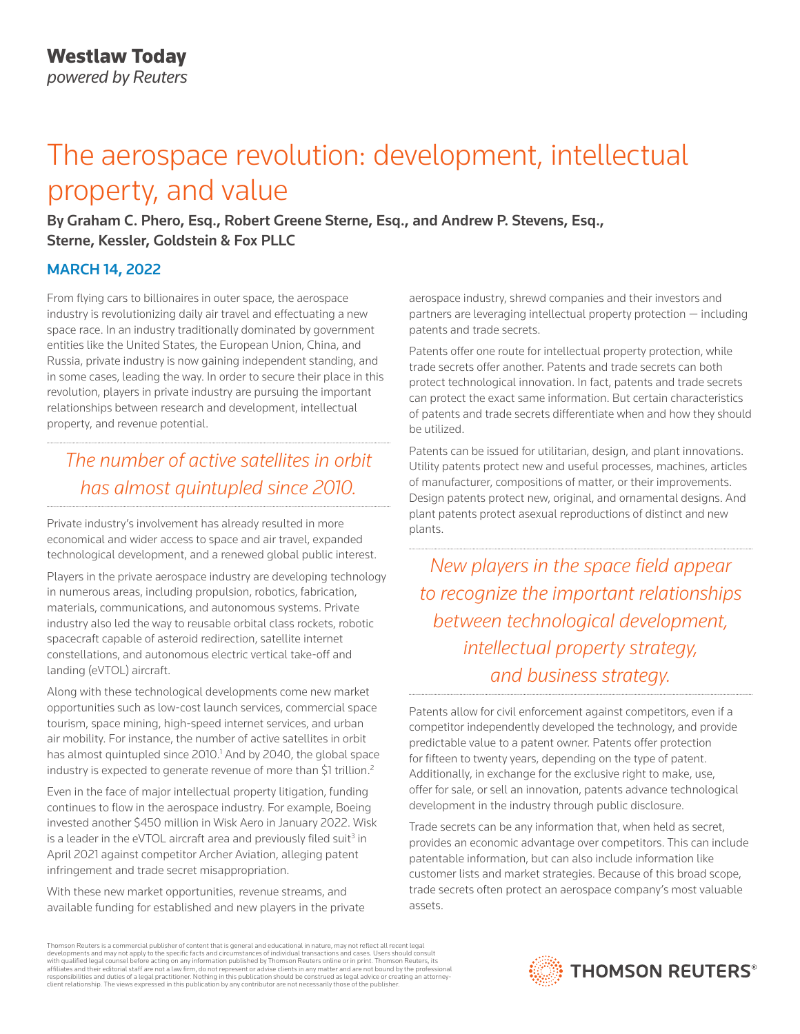**Westlaw Today**
*powered by Reuters*

# The aerospace revolution: development, intellectual property, and value

**By Graham C. Phero, Esq., Robert Greene Sterne, Esq., and Andrew P. Stevens, Esq., Sterne, Kessler, Goldstein & Fox PLLC**

**MARCH 14, 2022**

From flying cars to billionaires in outer space, the aerospace industry is revolutionizing daily air travel and effectuating a new space race. In an industry traditionally dominated by government entities like the United States, the European Union, China, and Russia, private industry is now gaining independent standing, and in some cases, leading the way. In order to secure their place in this revolution, players in private industry are pursuing the important relationships between research and development, intellectual property, and revenue potential.

*The number of active satellites in orbit has almost quintupled since 2010.*

Private industry's involvement has already resulted in more economical and wider access to space and air travel, expanded technological development, and a renewed global public interest.

Players in the private aerospace industry are developing technology in numerous areas, including propulsion, robotics, fabrication, materials, communications, and autonomous systems. Private industry also led the way to reusable orbital class rockets, robotic spacecraft capable of asteroid redirection, satellite internet constellations, and autonomous electric vertical take-off and landing (eVTOL) aircraft.

Along with these technological developments come new market opportunities such as low-cost launch services, commercial space tourism, space mining, high-speed internet services, and urban air mobility. For instance, the number of active satellites in orbit has almost quintupled since 2010.[1] And by 2040, the global space industry is expected to generate revenue of more than $1 trillion.[2]

Even in the face of major intellectual property litigation, funding continues to flow in the aerospace industry. For example, Boeing invested another $450 million in Wisk Aero in January 2022. Wisk is a leader in the eVTOL aircraft area and previously filed suit[3] in April 2021 against competitor Archer Aviation, alleging patent infringement and trade secret misappropriation.

With these new market opportunities, revenue streams, and available funding for established and new players in the private aerospace industry, shrewd companies and their investors and partners are leveraging intellectual property protection — including patents and trade secrets.

Patents offer one route for intellectual property protection, while trade secrets offer another. Patents and trade secrets can both protect technological innovation. In fact, patents and trade secrets can protect the exact same information. But certain characteristics of patents and trade secrets differentiate when and how they should be utilized.

Patents can be issued for utilitarian, design, and plant innovations. Utility patents protect new and useful processes, machines, articles of manufacturer, compositions of matter, or their improvements. Design patents protect new, original, and ornamental designs. And plant patents protect asexual reproductions of distinct and new plants.

*New players in the space field appear to recognize the important relationships between technological development, intellectual property strategy, and business strategy.*

Patents allow for civil enforcement against competitors, even if a competitor independently developed the technology, and provide predictable value to a patent owner. Patents offer protection for fifteen to twenty years, depending on the type of patent. Additionally, in exchange for the exclusive right to make, use, offer for sale, or sell an innovation, patents advance technological development in the industry through public disclosure.

Trade secrets can be any information that, when held as secret, provides an economic advantage over competitors. This can include patentable information, but can also include information like customer lists and market strategies. Because of this broad scope, trade secrets often protect an aerospace company's most valuable assets.

Thomson Reuters is a commercial publisher of content that is general and educational in nature, may not reflect all recent legal developments and may not apply to the specific facts and circumstances of individual transactions and cases. Users should consult with qualified legal counsel before acting on any information published by Thomson Reuters online or in print. Thomson Reuters, its affiliates and their editorial staff are not a law firm, do not represent or advise clients in any matter and are not bound by the professional responsibilities and duties of a legal practitioner. Nothing in this publication should be construed as legal advice or creating an attorney-client relationship. The views expressed in this publication by any contributor are not necessarily those of the publisher.

THOMSON REUTERS®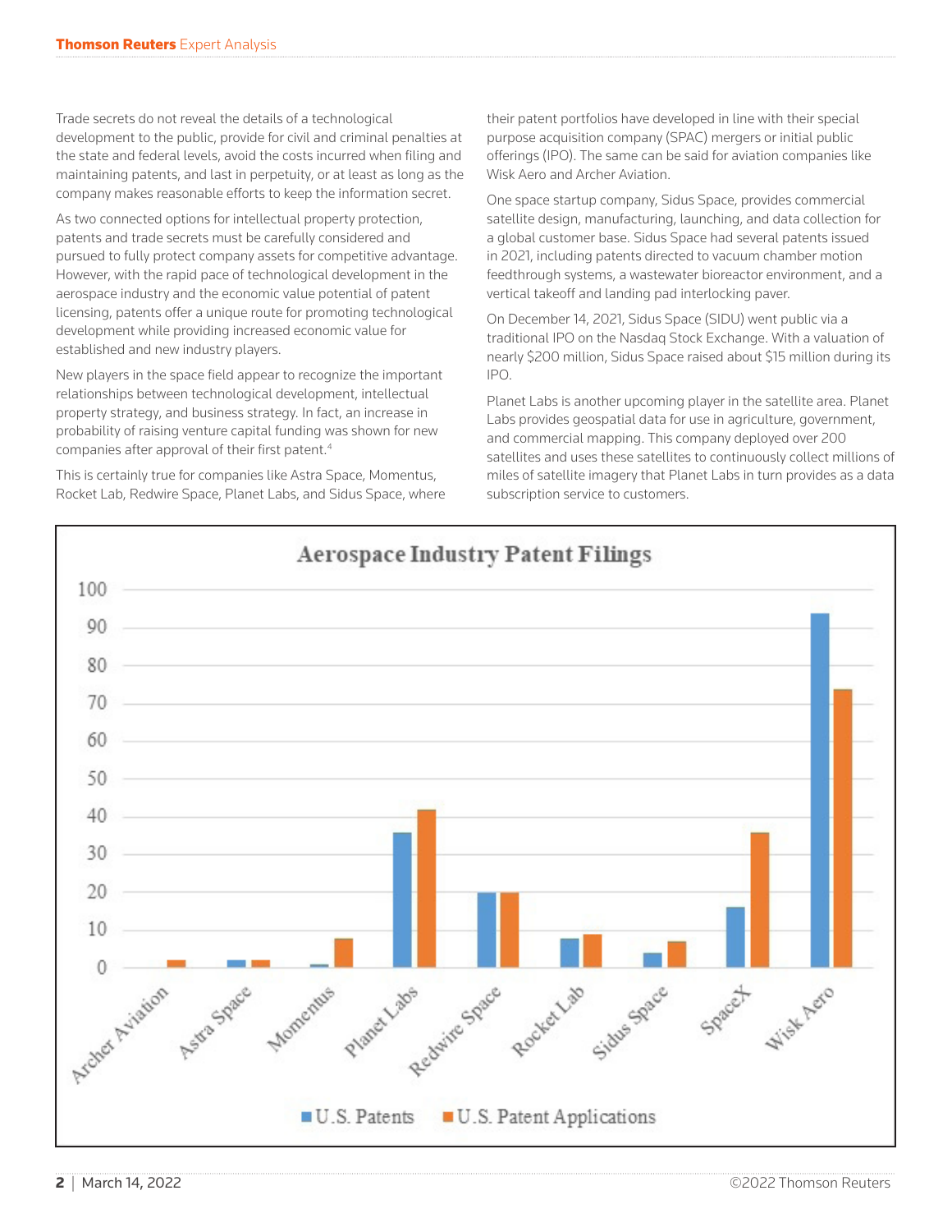Trade secrets do not reveal the details of a technological development to the public, provide for civil and criminal penalties at the state and federal levels, avoid the costs incurred when filing and maintaining patents, and last in perpetuity, or at least as long as the company makes reasonable efforts to keep the information secret.

As two connected options for intellectual property protection, patents and trade secrets must be carefully considered and pursued to fully protect company assets for competitive advantage. However, with the rapid pace of technological development in the aerospace industry and the economic value potential of patent licensing, patents offer a unique route for promoting technological development while providing increased economic value for established and new industry players.

New players in the space field appear to recognize the important relationships between technological development, intellectual property strategy, and business strategy. In fact, an increase in probability of raising venture capital funding was shown for new companies after approval of their first patent.[4]

This is certainly true for companies like Astra Space, Momentus, Rocket Lab, Redwire Space, Planet Labs, and Sidus Space, where their patent portfolios have developed in line with their special purpose acquisition company (SPAC) mergers or initial public offerings (IPO). The same can be said for aviation companies like Wisk Aero and Archer Aviation.

One space startup company, Sidus Space, provides commercial satellite design, manufacturing, launching, and data collection for a global customer base. Sidus Space had several patents issued in 2021, including patents directed to vacuum chamber motion feedthrough systems, a wastewater bioreactor environment, and a vertical takeoff and landing pad interlocking paver.

On December 14, 2021, Sidus Space (SIDU) went public via a traditional IPO on the Nasdaq Stock Exchange. With a valuation of nearly $200 million, Sidus Space raised about $15 million during its IPO.

Planet Labs is another upcoming player in the satellite area. Planet Labs provides geospatial data for use in agriculture, government, and commercial mapping. This company deployed over 200 satellites and uses these satellites to continuously collect millions of miles of satellite imagery that Planet Labs in turn provides as a data subscription service to customers.

**Aerospace Industry Patent Filings**

| Company | U.S. Patents | U.S. Patent Applications |
|---|---|---|
| Archer Aviation | 0 | 2 |
| Astra Space | 2 | 2 |
| Momentus | 1 | 8 |
| Planet Labs | 36 | 42 |
| Redwire Space | 20 | 20 |
| Rocket Lab | 8 | 9 |
| Sidus Space | 4 | 7 |
| SpaceX | 16 | 36 |
| Wisk Aero | 94 | 74 |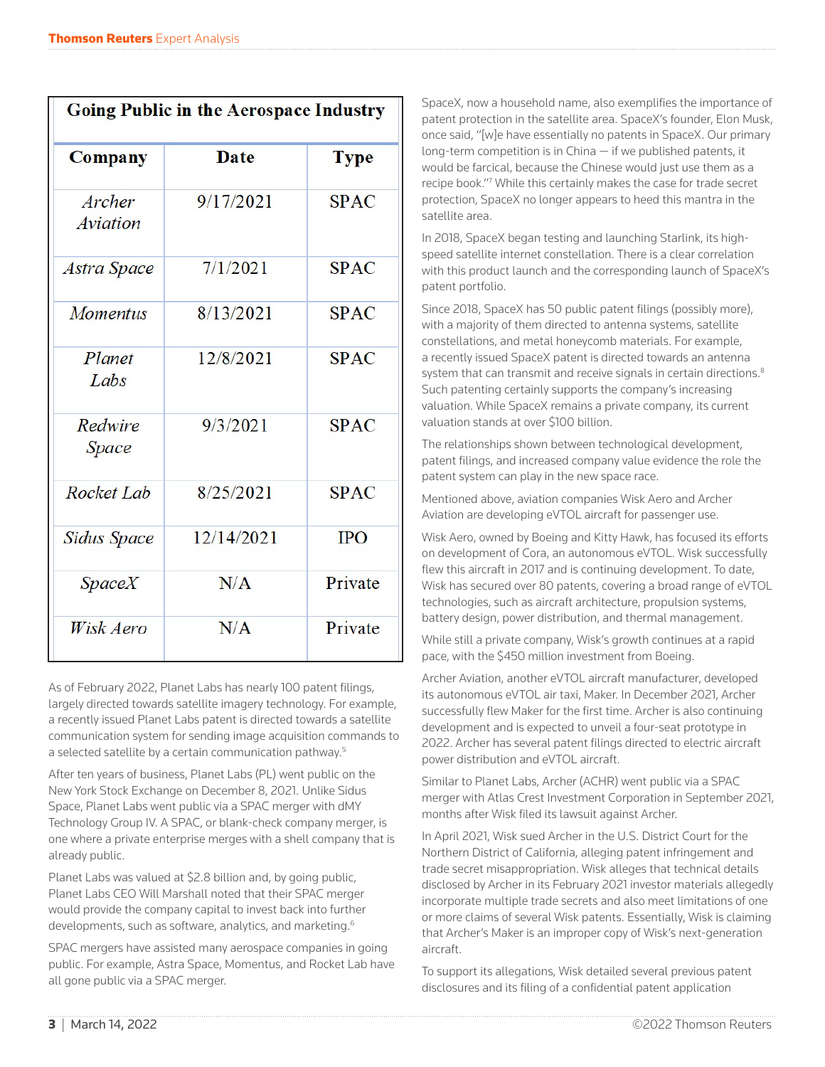| Going Public in the Aerospace Industry | | |
| --- | --- | --- |
| **Company** | **Date** | **Type** |
| *Archer Aviation* | 9/17/2021 | SPAC |
| *Astra Space* | 7/1/2021 | SPAC |
| *Momentus* | 8/13/2021 | SPAC |
| *Planet Labs* | 12/8/2021 | SPAC |
| *Redwire Space* | 9/3/2021 | SPAC |
| *Rocket Lab* | 8/25/2021 | SPAC |
| *Sidus Space* | 12/14/2021 | IPO |
| *SpaceX* | N/A | Private |
| *Wisk Aero* | N/A | Private |

As of February 2022, Planet Labs has nearly 100 patent filings, largely directed towards satellite imagery technology. For example, a recently issued Planet Labs patent is directed towards a satellite communication system for sending image acquisition commands to a selected satellite by a certain communication pathway.[5]

After ten years of business, Planet Labs (PL) went public on the New York Stock Exchange on December 8, 2021. Unlike Sidus Space, Planet Labs went public via a SPAC merger with dMY Technology Group IV. A SPAC, or blank-check company merger, is one where a private enterprise merges with a shell company that is already public.

Planet Labs was valued at $2.8 billion and, by going public, Planet Labs CEO Will Marshall noted that their SPAC merger would provide the company capital to invest back into further developments, such as software, analytics, and marketing.[6]

SPAC mergers have assisted many aerospace companies in going public. For example, Astra Space, Momentus, and Rocket Lab have all gone public via a SPAC merger.

SpaceX, now a household name, also exemplifies the importance of patent protection in the satellite area. SpaceX's founder, Elon Musk, once said, "[w]e have essentially no patents in SpaceX. Our primary long-term competition is in China — if we published patents, it would be farcical, because the Chinese would just use them as a recipe book."[7] While this certainly makes the case for trade secret protection, SpaceX no longer appears to heed this mantra in the satellite area.

In 2018, SpaceX began testing and launching Starlink, its high-speed satellite internet constellation. There is a clear correlation with this product launch and the corresponding launch of SpaceX's patent portfolio.

Since 2018, SpaceX has 50 public patent filings (possibly more), with a majority of them directed to antenna systems, satellite constellations, and metal honeycomb materials. For example, a recently issued SpaceX patent is directed towards an antenna system that can transmit and receive signals in certain directions.[8] Such patenting certainly supports the company's increasing valuation. While SpaceX remains a private company, its current valuation stands at over $100 billion.

The relationships shown between technological development, patent filings, and increased company value evidence the role the patent system can play in the new space race.

Mentioned above, aviation companies Wisk Aero and Archer Aviation are developing eVTOL aircraft for passenger use.

Wisk Aero, owned by Boeing and Kitty Hawk, has focused its efforts on development of Cora, an autonomous eVTOL. Wisk successfully flew this aircraft in 2017 and is continuing development. To date, Wisk has secured over 80 patents, covering a broad range of eVTOL technologies, such as aircraft architecture, propulsion systems, battery design, power distribution, and thermal management.

While still a private company, Wisk's growth continues at a rapid pace, with the $450 million investment from Boeing.

Archer Aviation, another eVTOL aircraft manufacturer, developed its autonomous eVTOL air taxi, Maker. In December 2021, Archer successfully flew Maker for the first time. Archer is also continuing development and is expected to unveil a four-seat prototype in 2022. Archer has several patent filings directed to electric aircraft power distribution and eVTOL aircraft.

Similar to Planet Labs, Archer (ACHR) went public via a SPAC merger with Atlas Crest Investment Corporation in September 2021, months after Wisk filed its lawsuit against Archer.

In April 2021, Wisk sued Archer in the U.S. District Court for the Northern District of California, alleging patent infringement and trade secret misappropriation. Wisk alleges that technical details disclosed by Archer in its February 2021 investor materials allegedly incorporate multiple trade secrets and also meet limitations of one or more claims of several Wisk patents. Essentially, Wisk is claiming that Archer's Maker is an improper copy of Wisk's next-generation aircraft.

To support its allegations, Wisk detailed several previous patent disclosures and its filing of a confidential patent application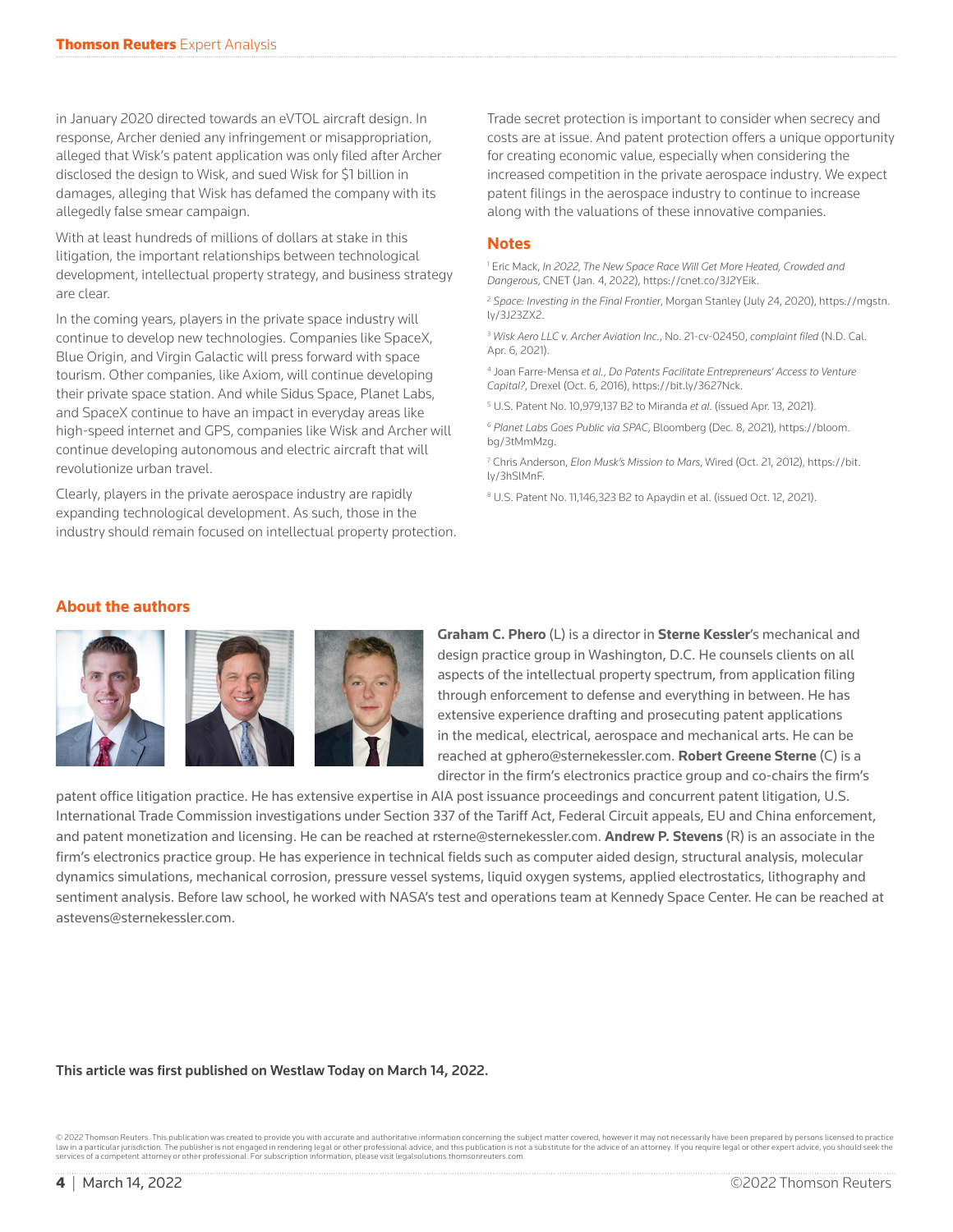in January 2020 directed towards an eVTOL aircraft design. In response, Archer denied any infringement or misappropriation, alleged that Wisk's patent application was only filed after Archer disclosed the design to Wisk, and sued Wisk for $1 billion in damages, alleging that Wisk has defamed the company with its allegedly false smear campaign.

With at least hundreds of millions of dollars at stake in this litigation, the important relationships between technological development, intellectual property strategy, and business strategy are clear.

In the coming years, players in the private space industry will continue to develop new technologies. Companies like SpaceX, Blue Origin, and Virgin Galactic will press forward with space tourism. Other companies, like Axiom, will continue developing their private space station. And while Sidus Space, Planet Labs, and SpaceX continue to have an impact in everyday areas like high-speed internet and GPS, companies like Wisk and Archer will continue developing autonomous and electric aircraft that will revolutionize urban travel.

Clearly, players in the private aerospace industry are rapidly expanding technological development. As such, those in the industry should remain focused on intellectual property protection.

Trade secret protection is important to consider when secrecy and costs are at issue. And patent protection offers a unique opportunity for creating economic value, especially when considering the increased competition in the private aerospace industry. We expect patent filings in the aerospace industry to continue to increase along with the valuations of these innovative companies.

## Notes

[1] Eric Mack, *In 2022, The New Space Race Will Get More Heated, Crowded and Dangerous*, CNET (Jan. 4, 2022), https://cnet.co/3J2YEik.

[2] *Space: Investing in the Final Frontier*, Morgan Stanley (July 24, 2020), https://mgstn.ly/3J23ZX2.

[3] *Wisk Aero LLC v. Archer Aviation Inc.*, No. 21-cv-02450, *complaint filed* (N.D. Cal. Apr. 6, 2021).

[4] Joan Farre-Mensa *et al.*, *Do Patents Facilitate Entrepreneurs' Access to Venture Capital?*, Drexel (Oct. 6, 2016), https://bit.ly/3627Nck.

[5] U.S. Patent No. 10,979,137 B2 to Miranda *et al.* (issued Apr. 13, 2021).

[6] *Planet Labs Goes Public via SPAC*, Bloomberg (Dec. 8, 2021), https://bloom.bg/3tMmMzg.

[7] Chris Anderson, *Elon Musk's Mission to Mars*, Wired (Oct. 21, 2012), https://bit.ly/3hSlMnF.

[8] U.S. Patent No. 11,146,323 B2 to Apaydin et al. (issued Oct. 12, 2021).

## About the authors

**Graham C. Phero** (L) is a director in **Sterne Kessler**'s mechanical and design practice group in Washington, D.C. He counsels clients on all aspects of the intellectual property spectrum, from application filing through enforcement to defense and everything in between. He has extensive experience drafting and prosecuting patent applications in the medical, electrical, aerospace and mechanical arts. He can be reached at gphero@sternekessler.com. **Robert Greene Sterne** (C) is a director in the firm's electronics practice group and co-chairs the firm's patent office litigation practice. He has extensive expertise in AIA post issuance proceedings and concurrent patent litigation, U.S. International Trade Commission investigations under Section 337 of the Tariff Act, Federal Circuit appeals, EU and China enforcement, and patent monetization and licensing. He can be reached at rsterne@sternekessler.com. **Andrew P. Stevens** (R) is an associate in the firm's electronics practice group. He has experience in technical fields such as computer aided design, structural analysis, molecular dynamics simulations, mechanical corrosion, pressure vessel systems, liquid oxygen systems, applied electrostatics, lithography and sentiment analysis. Before law school, he worked with NASA's test and operations team at Kennedy Space Center. He can be reached at astevens@sternekessler.com.

**This article was first published on Westlaw Today on March 14, 2022.**

© 2022 Thomson Reuters. This publication was created to provide you with accurate and authoritative information concerning the subject matter covered, however it may not necessarily have been prepared by persons licensed to practice law in a particular jurisdiction. The publisher is not engaged in rendering legal or other professional advice, and this publication is not a substitute for the advice of an attorney. If you require legal or other expert advice, you should seek the services of a competent attorney or other professional. For subscription information, please visit legalsolutions.thomsonreuters.com.